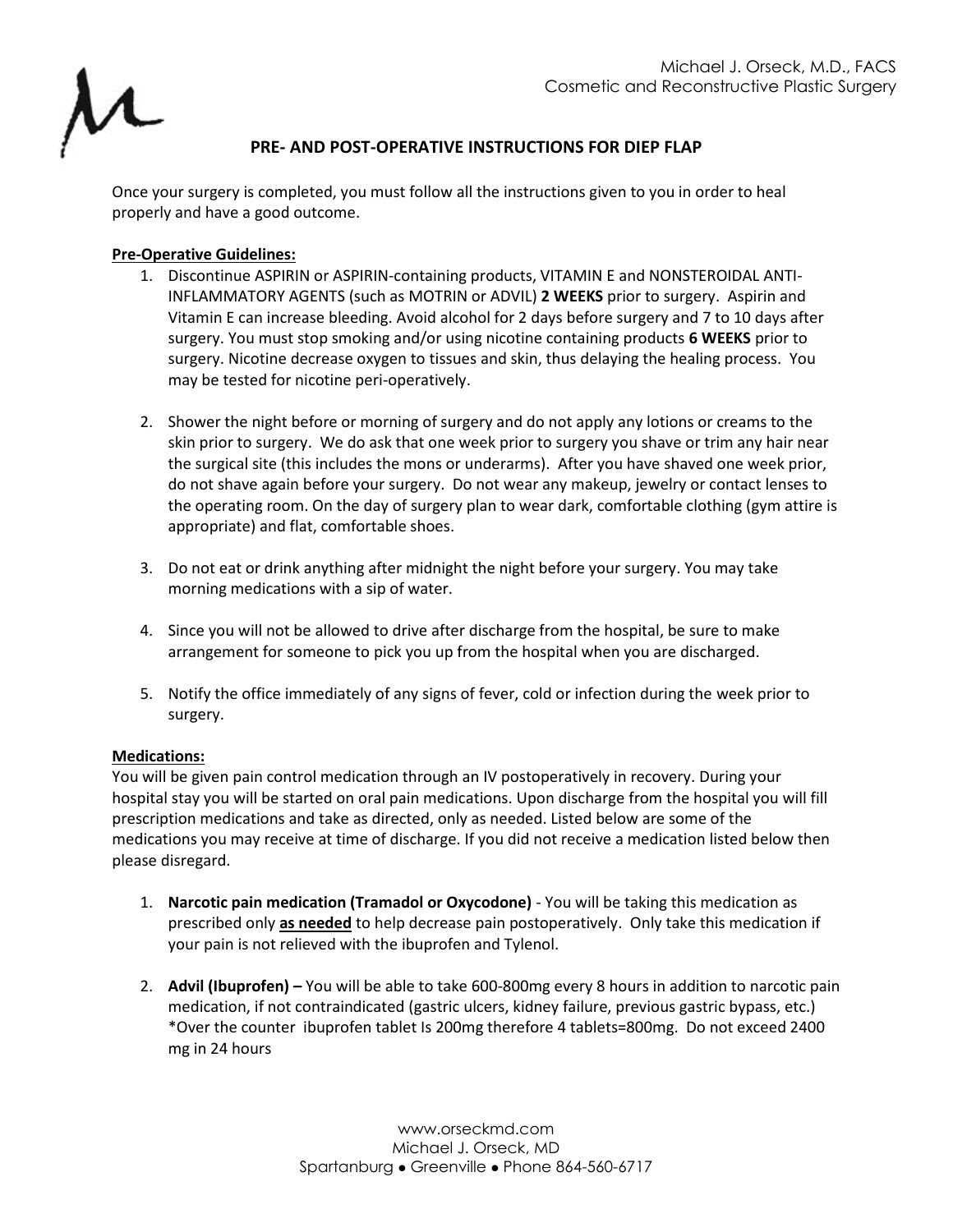Michael J. Orseck, M.D., FACS
Cosmetic and Reconstructive Plastic Surgery

# PRE- AND POST-OPERATIVE INSTRUCTIONS FOR DIEP FLAP

Once your surgery is completed, you must follow all the instructions given to you in order to heal properly and have a good outcome.

## Pre-Operative Guidelines:

1. Discontinue ASPIRIN or ASPIRIN-containing products, VITAMIN E and NONSTEROIDAL ANTI-INFLAMMATORY AGENTS (such as MOTRIN or ADVIL) **2 WEEKS** prior to surgery. Aspirin and Vitamin E can increase bleeding. Avoid alcohol for 2 days before surgery and 7 to 10 days after surgery. You must stop smoking and/or using nicotine containing products **6 WEEKS** prior to surgery. Nicotine decrease oxygen to tissues and skin, thus delaying the healing process. You may be tested for nicotine peri-operatively.

2. Shower the night before or morning of surgery and do not apply any lotions or creams to the skin prior to surgery. We do ask that one week prior to surgery you shave or trim any hair near the surgical site (this includes the mons or underarms). After you have shaved one week prior, do not shave again before your surgery. Do not wear any makeup, jewelry or contact lenses to the operating room. On the day of surgery plan to wear dark, comfortable clothing (gym attire is appropriate) and flat, comfortable shoes.

3. Do not eat or drink anything after midnight the night before your surgery. You may take morning medications with a sip of water.

4. Since you will not be allowed to drive after discharge from the hospital, be sure to make arrangement for someone to pick you up from the hospital when you are discharged.

5. Notify the office immediately of any signs of fever, cold or infection during the week prior to surgery.

## Medications:

You will be given pain control medication through an IV postoperatively in recovery. During your hospital stay you will be started on oral pain medications. Upon discharge from the hospital you will fill prescription medications and take as directed, only as needed. Listed below are some of the medications you may receive at time of discharge. If you did not receive a medication listed below then please disregard.

1. **Narcotic pain medication (Tramadol or Oxycodone)** - You will be taking this medication as prescribed only **as needed** to help decrease pain postoperatively. Only take this medication if your pain is not relieved with the ibuprofen and Tylenol.

2. **Advil (Ibuprofen) –** You will be able to take 600-800mg every 8 hours in addition to narcotic pain medication, if not contraindicated (gastric ulcers, kidney failure, previous gastric bypass, etc.) *Over the counter ibuprofen tablet Is 200mg therefore 4 tablets=800mg. Do not exceed 2400 mg in 24 hours

www.orseckmd.com
Michael J. Orseck, MD
Spartanburg • Greenville • Phone 864-560-6717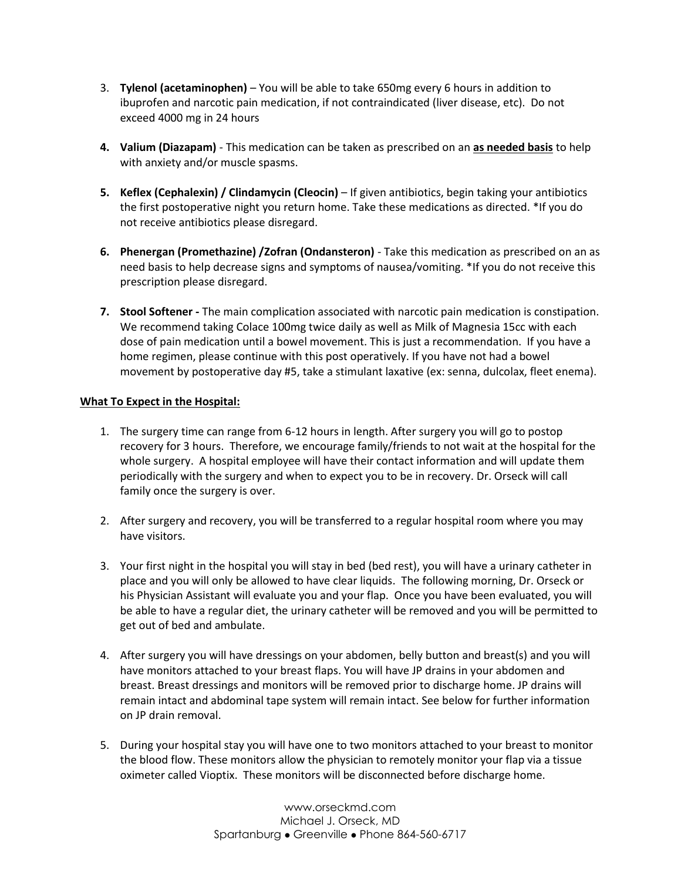3. **Tylenol (acetaminophen)** – You will be able to take 650mg every 6 hours in addition to ibuprofen and narcotic pain medication, if not contraindicated (liver disease, etc). Do not exceed 4000 mg in 24 hours

4. **Valium (Diazapam)** - This medication can be taken as prescribed on an **<u>as needed basis</u>** to help with anxiety and/or muscle spasms.

5. **Keflex (Cephalexin) / Clindamycin (Cleocin)** – If given antibiotics, begin taking your antibiotics the first postoperative night you return home. Take these medications as directed. *If you do not receive antibiotics please disregard.

6. **Phenergan (Promethazine) /Zofran (Ondansteron)** - Take this medication as prescribed on an as need basis to help decrease signs and symptoms of nausea/vomiting. *If you do not receive this prescription please disregard.

7. **Stool Softener -** The main complication associated with narcotic pain medication is constipation. We recommend taking Colace 100mg twice daily as well as Milk of Magnesia 15cc with each dose of pain medication until a bowel movement. This is just a recommendation. If you have a home regimen, please continue with this post operatively. If you have not had a bowel movement by postoperative day #5, take a stimulant laxative (ex: senna, dulcolax, fleet enema).

**<u>What To Expect in the Hospital:</u>**

1. The surgery time can range from 6-12 hours in length. After surgery you will go to postop recovery for 3 hours. Therefore, we encourage family/friends to not wait at the hospital for the whole surgery. A hospital employee will have their contact information and will update them periodically with the surgery and when to expect you to be in recovery. Dr. Orseck will call family once the surgery is over.

2. After surgery and recovery, you will be transferred to a regular hospital room where you may have visitors.

3. Your first night in the hospital you will stay in bed (bed rest), you will have a urinary catheter in place and you will only be allowed to have clear liquids. The following morning, Dr. Orseck or his Physician Assistant will evaluate you and your flap. Once you have been evaluated, you will be able to have a regular diet, the urinary catheter will be removed and you will be permitted to get out of bed and ambulate.

4. After surgery you will have dressings on your abdomen, belly button and breast(s) and you will have monitors attached to your breast flaps. You will have JP drains in your abdomen and breast. Breast dressings and monitors will be removed prior to discharge home. JP drains will remain intact and abdominal tape system will remain intact. See below for further information on JP drain removal.

5. During your hospital stay you will have one to two monitors attached to your breast to monitor the blood flow. These monitors allow the physician to remotely monitor your flap via a tissue oximeter called Vioptix. These monitors will be disconnected before discharge home.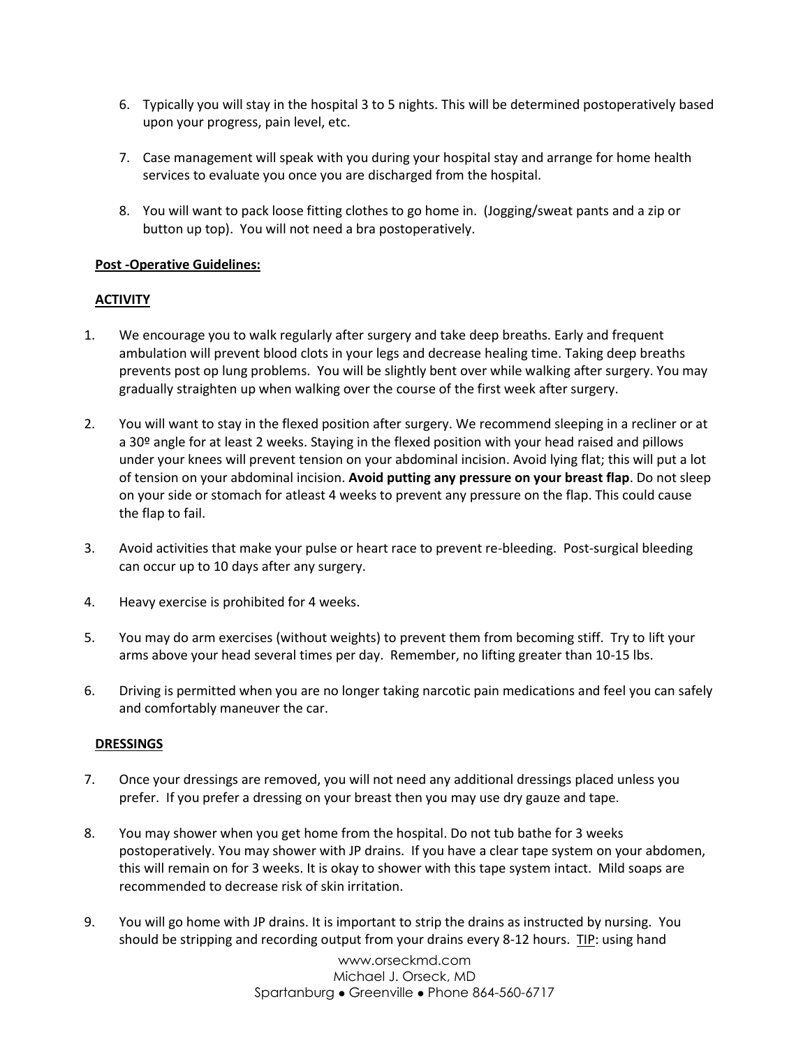6. Typically you will stay in the hospital 3 to 5 nights. This will be determined postoperatively based upon your progress, pain level, etc.

7. Case management will speak with you during your hospital stay and arrange for home health services to evaluate you once you are discharged from the hospital.

8. You will want to pack loose fitting clothes to go home in. (Jogging/sweat pants and a zip or button up top). You will not need a bra postoperatively.

**Post -Operative Guidelines:**

**ACTIVITY**

1. We encourage you to walk regularly after surgery and take deep breaths. Early and frequent ambulation will prevent blood clots in your legs and decrease healing time. Taking deep breaths prevents post op lung problems. You will be slightly bent over while walking after surgery. You may gradually straighten up when walking over the course of the first week after surgery.

2. You will want to stay in the flexed position after surgery. We recommend sleeping in a recliner or at a 30º angle for at least 2 weeks. Staying in the flexed position with your head raised and pillows under your knees will prevent tension on your abdominal incision. Avoid lying flat; this will put a lot of tension on your abdominal incision. **Avoid putting any pressure on your breast flap**. Do not sleep on your side or stomach for atleast 4 weeks to prevent any pressure on the flap. This could cause the flap to fail.

3. Avoid activities that make your pulse or heart race to prevent re-bleeding. Post-surgical bleeding can occur up to 10 days after any surgery.

4. Heavy exercise is prohibited for 4 weeks.

5. You may do arm exercises (without weights) to prevent them from becoming stiff. Try to lift your arms above your head several times per day. Remember, no lifting greater than 10-15 lbs.

6. Driving is permitted when you are no longer taking narcotic pain medications and feel you can safely and comfortably maneuver the car.

**DRESSINGS**

7. Once your dressings are removed, you will not need any additional dressings placed unless you prefer. If you prefer a dressing on your breast then you may use dry gauze and tape.

8. You may shower when you get home from the hospital. Do not tub bathe for 3 weeks postoperatively. You may shower with JP drains. If you have a clear tape system on your abdomen, this will remain on for 3 weeks. It is okay to shower with this tape system intact. Mild soaps are recommended to decrease risk of skin irritation.

9. You will go home with JP drains. It is important to strip the drains as instructed by nursing. You should be stripping and recording output from your drains every 8-12 hours. TIP: using hand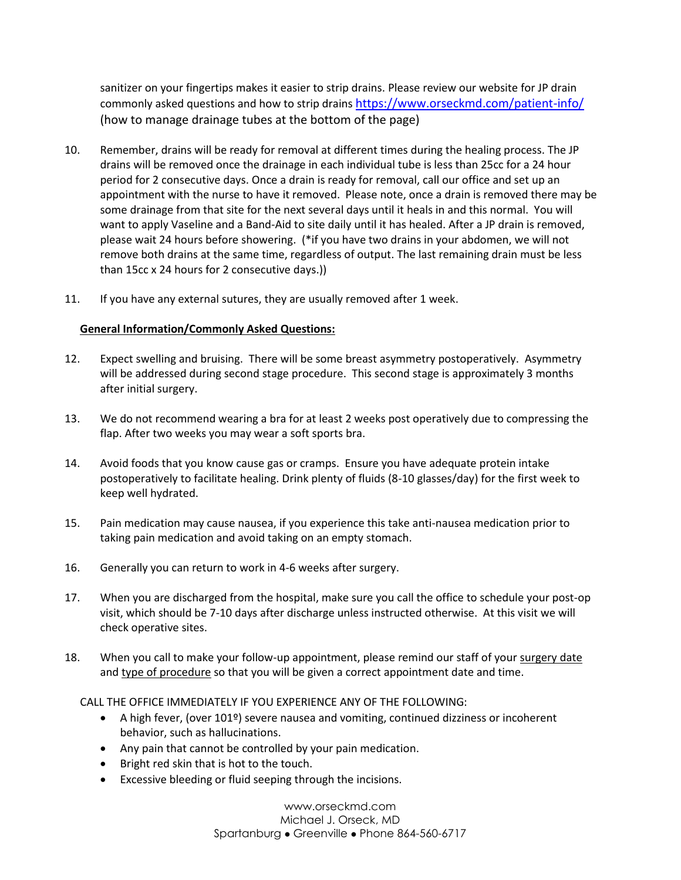sanitizer on your fingertips makes it easier to strip drains. Please review our website for JP drain commonly asked questions and how to strip drains https://www.orseckmd.com/patient-info/ (how to manage drainage tubes at the bottom of the page)

10. Remember, drains will be ready for removal at different times during the healing process. The JP drains will be removed once the drainage in each individual tube is less than 25cc for a 24 hour period for 2 consecutive days. Once a drain is ready for removal, call our office and set up an appointment with the nurse to have it removed. Please note, once a drain is removed there may be some drainage from that site for the next several days until it heals in and this normal. You will want to apply Vaseline and a Band-Aid to site daily until it has healed. After a JP drain is removed, please wait 24 hours before showering. (*if you have two drains in your abdomen, we will not remove both drains at the same time, regardless of output. The last remaining drain must be less than 15cc x 24 hours for 2 consecutive days.))

11. If you have any external sutures, they are usually removed after 1 week.

**General Information/Commonly Asked Questions:**

12. Expect swelling and bruising. There will be some breast asymmetry postoperatively. Asymmetry will be addressed during second stage procedure. This second stage is approximately 3 months after initial surgery.

13. We do not recommend wearing a bra for at least 2 weeks post operatively due to compressing the flap. After two weeks you may wear a soft sports bra.

14. Avoid foods that you know cause gas or cramps. Ensure you have adequate protein intake postoperatively to facilitate healing. Drink plenty of fluids (8-10 glasses/day) for the first week to keep well hydrated.

15. Pain medication may cause nausea, if you experience this take anti-nausea medication prior to taking pain medication and avoid taking on an empty stomach.

16. Generally you can return to work in 4-6 weeks after surgery.

17. When you are discharged from the hospital, make sure you call the office to schedule your post-op visit, which should be 7-10 days after discharge unless instructed otherwise. At this visit we will check operative sites.

18. When you call to make your follow-up appointment, please remind our staff of your surgery date and type of procedure so that you will be given a correct appointment date and time.

CALL THE OFFICE IMMEDIATELY IF YOU EXPERIENCE ANY OF THE FOLLOWING:

- A high fever, (over 101º) severe nausea and vomiting, continued dizziness or incoherent behavior, such as hallucinations.
- Any pain that cannot be controlled by your pain medication.
- Bright red skin that is hot to the touch.
- Excessive bleeding or fluid seeping through the incisions.

www.orseckmd.com
Michael J. Orseck, MD
Spartanburg • Greenville • Phone 864-560-6717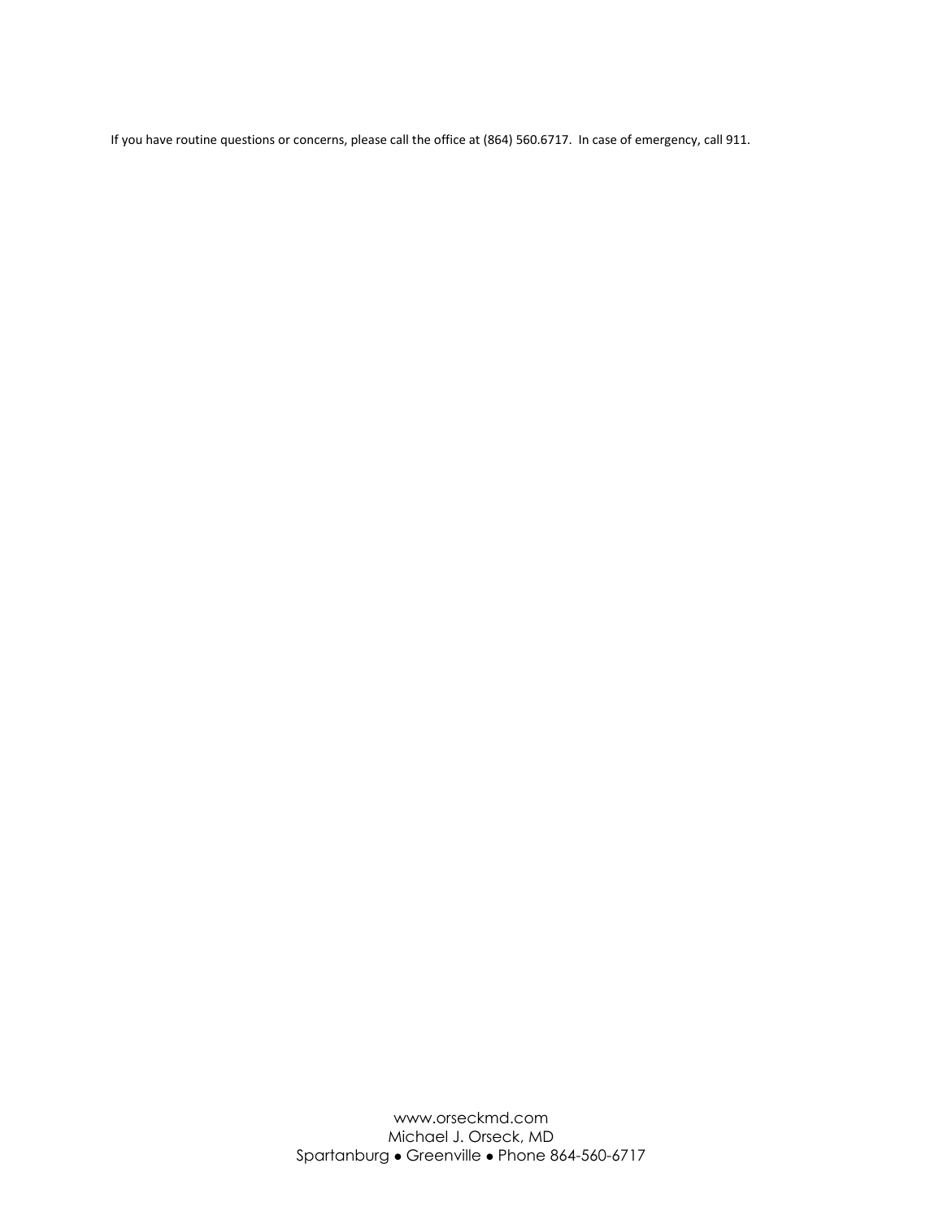If you have routine questions or concerns, please call the office at (864) 560.6717. In case of emergency, call 911.